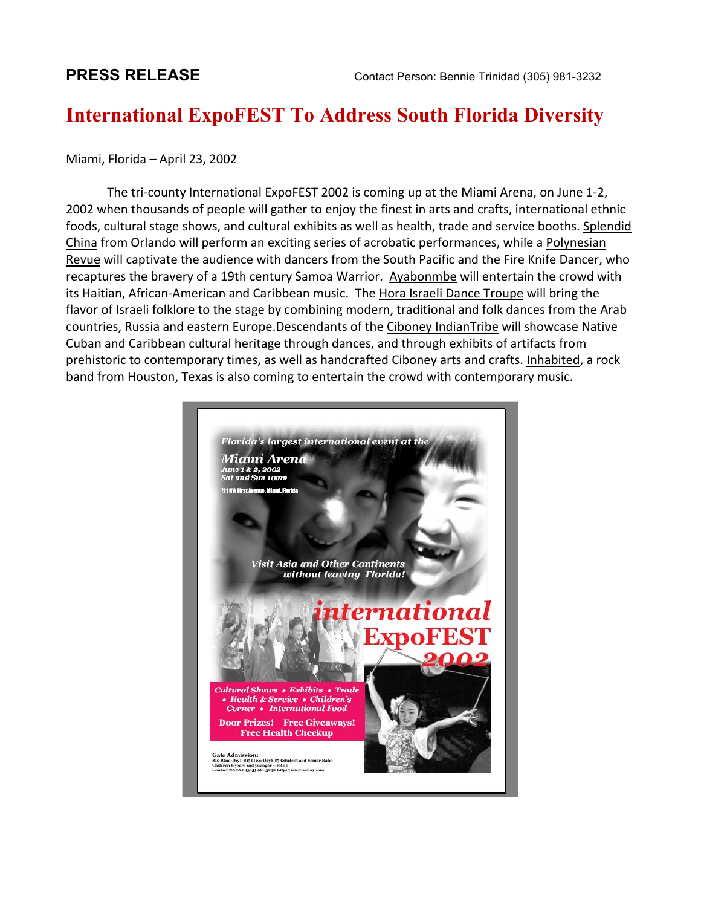**PRESS RELEASE**

Contact Person: Bennie Trinidad (305) 981-3232

# International ExpoFEST To Address South Florida Diversity

Miami, Florida – April 23, 2002

The tri-county International ExpoFEST 2002 is coming up at the Miami Arena, on June 1-2, 2002 when thousands of people will gather to enjoy the finest in arts and crafts, international ethnic foods, cultural stage shows, and cultural exhibits as well as health, trade and service booths. Splendid China from Orlando will perform an exciting series of acrobatic performances, while a Polynesian Revue will captivate the audience with dancers from the South Pacific and the Fire Knife Dancer, who recaptures the bravery of a 19th century Samoa Warrior. Ayabonmbe will entertain the crowd with its Haitian, African-American and Caribbean music. The Hora Israeli Dance Troupe will bring the flavor of Israeli folklore to the stage by combining modern, traditional and folk dances from the Arab countries, Russia and eastern Europe.Descendants of the Ciboney IndianTribe will showcase Native Cuban and Caribbean cultural heritage through dances, and through exhibits of artifacts from prehistoric to contemporary times, as well as handcrafted Ciboney arts and crafts. Inhabited, a rock band from Houston, Texas is also coming to entertain the crowd with contemporary music.

*Florida's largest international event at the*

*Miami Arena*

*June 1 & 2, 2002*

*Sat and Sun 10am*

721 NW First Avenue, Miami, Florida

*Visit Asia and Other Continents without leaving Florida!*

**international ExpoFEST 2002**

*Cultural Shows • Exhibits • Trade • Health & Service • Children's Corner • International Food*

**Door Prizes! Free Giveaways! Free Health Checkup**

**Gate Admission:**
$10 (One-Day) $15 (Two-Day) $5 (Student and Senior Rate)
Children 6 years and younger -- FREE
Contact NANAY (305) 981-3232 http://www.nanay.com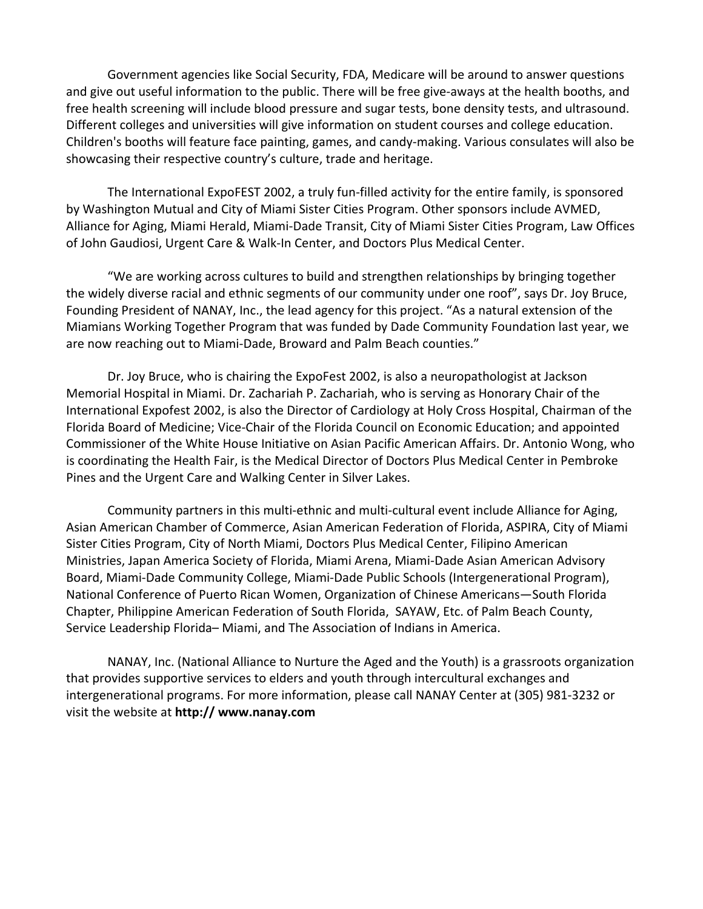Government agencies like Social Security, FDA, Medicare will be around to answer questions and give out useful information to the public. There will be free give-aways at the health booths, and free health screening will include blood pressure and sugar tests, bone density tests, and ultrasound. Different colleges and universities will give information on student courses and college education. Children's booths will feature face painting, games, and candy-making. Various consulates will also be showcasing their respective country's culture, trade and heritage.

The International ExpoFEST 2002, a truly fun-filled activity for the entire family, is sponsored by Washington Mutual and City of Miami Sister Cities Program. Other sponsors include AVMED, Alliance for Aging, Miami Herald, Miami-Dade Transit, City of Miami Sister Cities Program, Law Offices of John Gaudiosi, Urgent Care & Walk-In Center, and Doctors Plus Medical Center.

"We are working across cultures to build and strengthen relationships by bringing together the widely diverse racial and ethnic segments of our community under one roof", says Dr. Joy Bruce, Founding President of NANAY, Inc., the lead agency for this project. "As a natural extension of the Miamians Working Together Program that was funded by Dade Community Foundation last year, we are now reaching out to Miami-Dade, Broward and Palm Beach counties."

Dr. Joy Bruce, who is chairing the ExpoFest 2002, is also a neuropathologist at Jackson Memorial Hospital in Miami. Dr. Zachariah P. Zachariah, who is serving as Honorary Chair of the International Expofest 2002, is also the Director of Cardiology at Holy Cross Hospital, Chairman of the Florida Board of Medicine; Vice-Chair of the Florida Council on Economic Education; and appointed Commissioner of the White House Initiative on Asian Pacific American Affairs. Dr. Antonio Wong, who is coordinating the Health Fair, is the Medical Director of Doctors Plus Medical Center in Pembroke Pines and the Urgent Care and Walking Center in Silver Lakes.

Community partners in this multi-ethnic and multi-cultural event include Alliance for Aging, Asian American Chamber of Commerce, Asian American Federation of Florida, ASPIRA, City of Miami Sister Cities Program, City of North Miami, Doctors Plus Medical Center, Filipino American Ministries, Japan America Society of Florida, Miami Arena, Miami-Dade Asian American Advisory Board, Miami-Dade Community College, Miami-Dade Public Schools (Intergenerational Program), National Conference of Puerto Rican Women, Organization of Chinese Americans—South Florida Chapter, Philippine American Federation of South Florida, SAYAW, Etc. of Palm Beach County, Service Leadership Florida– Miami, and The Association of Indians in America.

NANAY, Inc. (National Alliance to Nurture the Aged and the Youth) is a grassroots organization that provides supportive services to elders and youth through intercultural exchanges and intergenerational programs. For more information, please call NANAY Center at (305) 981-3232 or visit the website at **http:// www.nanay.com**